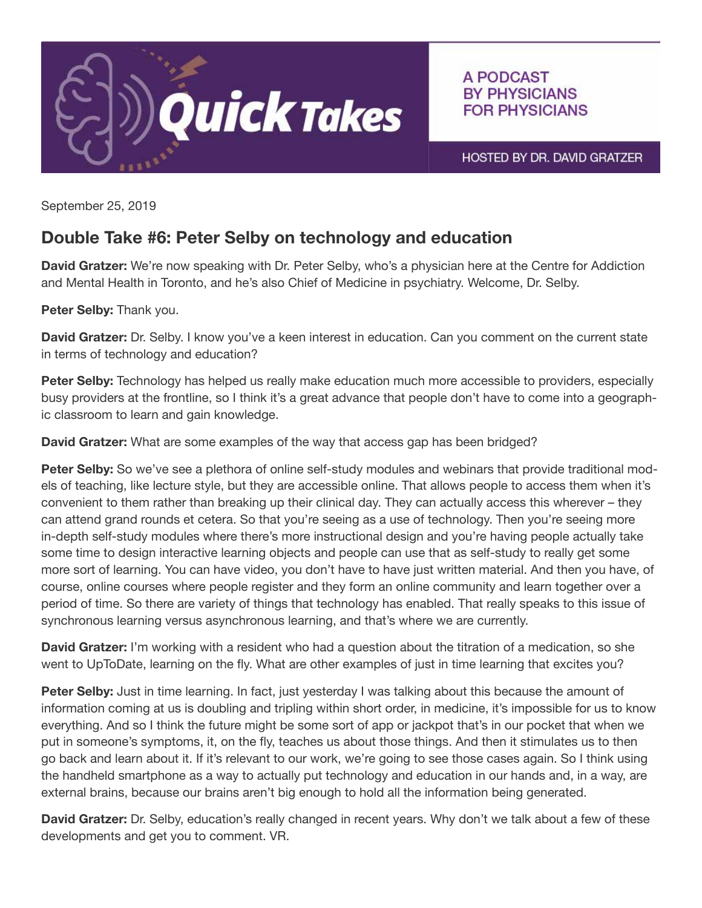# Quick Takes

A PODCAST BY PHYSICIANS FOR PHYSICIANS

HOSTED BY DR. DAVID GRATZER

September 25, 2019

## Double Take #6: Peter Selby on technology and education

**David Gratzer:** We're now speaking with Dr. Peter Selby, who's a physician here at the Centre for Addiction and Mental Health in Toronto, and he's also Chief of Medicine in psychiatry. Welcome, Dr. Selby.

**Peter Selby:** Thank you.

**David Gratzer:** Dr. Selby. I know you've a keen interest in education. Can you comment on the current state in terms of technology and education?

**Peter Selby:** Technology has helped us really make education much more accessible to providers, especially busy providers at the frontline, so I think it's a great advance that people don't have to come into a geographic classroom to learn and gain knowledge.

**David Gratzer:** What are some examples of the way that access gap has been bridged?

**Peter Selby:** So we've see a plethora of online self-study modules and webinars that provide traditional models of teaching, like lecture style, but they are accessible online. That allows people to access them when it's convenient to them rather than breaking up their clinical day. They can actually access this wherever – they can attend grand rounds et cetera. So that you're seeing as a use of technology. Then you're seeing more in-depth self-study modules where there's more instructional design and you're having people actually take some time to design interactive learning objects and people can use that as self-study to really get some more sort of learning. You can have video, you don't have to have just written material. And then you have, of course, online courses where people register and they form an online community and learn together over a period of time. So there are variety of things that technology has enabled. That really speaks to this issue of synchronous learning versus asynchronous learning, and that's where we are currently.

**David Gratzer:** I'm working with a resident who had a question about the titration of a medication, so she went to UpToDate, learning on the fly. What are other examples of just in time learning that excites you?

**Peter Selby:** Just in time learning. In fact, just yesterday I was talking about this because the amount of information coming at us is doubling and tripling within short order, in medicine, it's impossible for us to know everything. And so I think the future might be some sort of app or jackpot that's in our pocket that when we put in someone's symptoms, it, on the fly, teaches us about those things. And then it stimulates us to then go back and learn about it. If it's relevant to our work, we're going to see those cases again. So I think using the handheld smartphone as a way to actually put technology and education in our hands and, in a way, are external brains, because our brains aren't big enough to hold all the information being generated.

**David Gratzer:** Dr. Selby, education's really changed in recent years. Why don't we talk about a few of these developments and get you to comment. VR.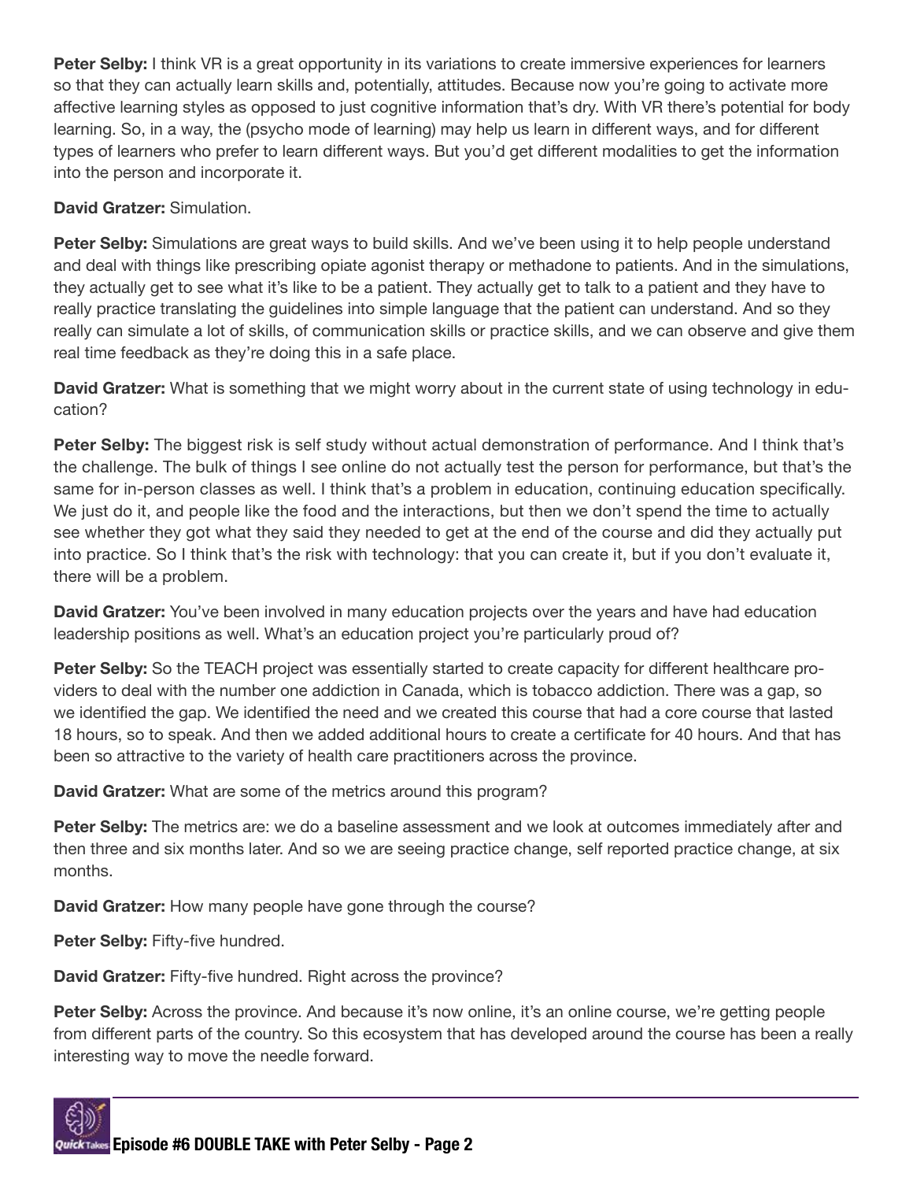**Peter Selby:** I think VR is a great opportunity in its variations to create immersive experiences for learners so that they can actually learn skills and, potentially, attitudes. Because now you're going to activate more affective learning styles as opposed to just cognitive information that's dry. With VR there's potential for body learning. So, in a way, the (psycho mode of learning) may help us learn in different ways, and for different types of learners who prefer to learn different ways. But you'd get different modalities to get the information into the person and incorporate it.

**David Gratzer:** Simulation.

**Peter Selby:** Simulations are great ways to build skills. And we've been using it to help people understand and deal with things like prescribing opiate agonist therapy or methadone to patients. And in the simulations, they actually get to see what it's like to be a patient. They actually get to talk to a patient and they have to really practice translating the guidelines into simple language that the patient can understand. And so they really can simulate a lot of skills, of communication skills or practice skills, and we can observe and give them real time feedback as they're doing this in a safe place.

**David Gratzer:** What is something that we might worry about in the current state of using technology in education?

**Peter Selby:** The biggest risk is self study without actual demonstration of performance. And I think that's the challenge. The bulk of things I see online do not actually test the person for performance, but that's the same for in-person classes as well. I think that's a problem in education, continuing education specifically. We just do it, and people like the food and the interactions, but then we don't spend the time to actually see whether they got what they said they needed to get at the end of the course and did they actually put into practice. So I think that's the risk with technology: that you can create it, but if you don't evaluate it, there will be a problem.

**David Gratzer:** You've been involved in many education projects over the years and have had education leadership positions as well. What's an education project you're particularly proud of?

**Peter Selby:** So the TEACH project was essentially started to create capacity for different healthcare providers to deal with the number one addiction in Canada, which is tobacco addiction. There was a gap, so we identified the gap. We identified the need and we created this course that had a core course that lasted 18 hours, so to speak. And then we added additional hours to create a certificate for 40 hours. And that has been so attractive to the variety of health care practitioners across the province.

**David Gratzer:** What are some of the metrics around this program?

**Peter Selby:** The metrics are: we do a baseline assessment and we look at outcomes immediately after and then three and six months later. And so we are seeing practice change, self reported practice change, at six months.

**David Gratzer:** How many people have gone through the course?

**Peter Selby:** Fifty-five hundred.

**David Gratzer:** Fifty-five hundred. Right across the province?

**Peter Selby:** Across the province. And because it's now online, it's an online course, we're getting people from different parts of the country. So this ecosystem that has developed around the course has been a really interesting way to move the needle forward.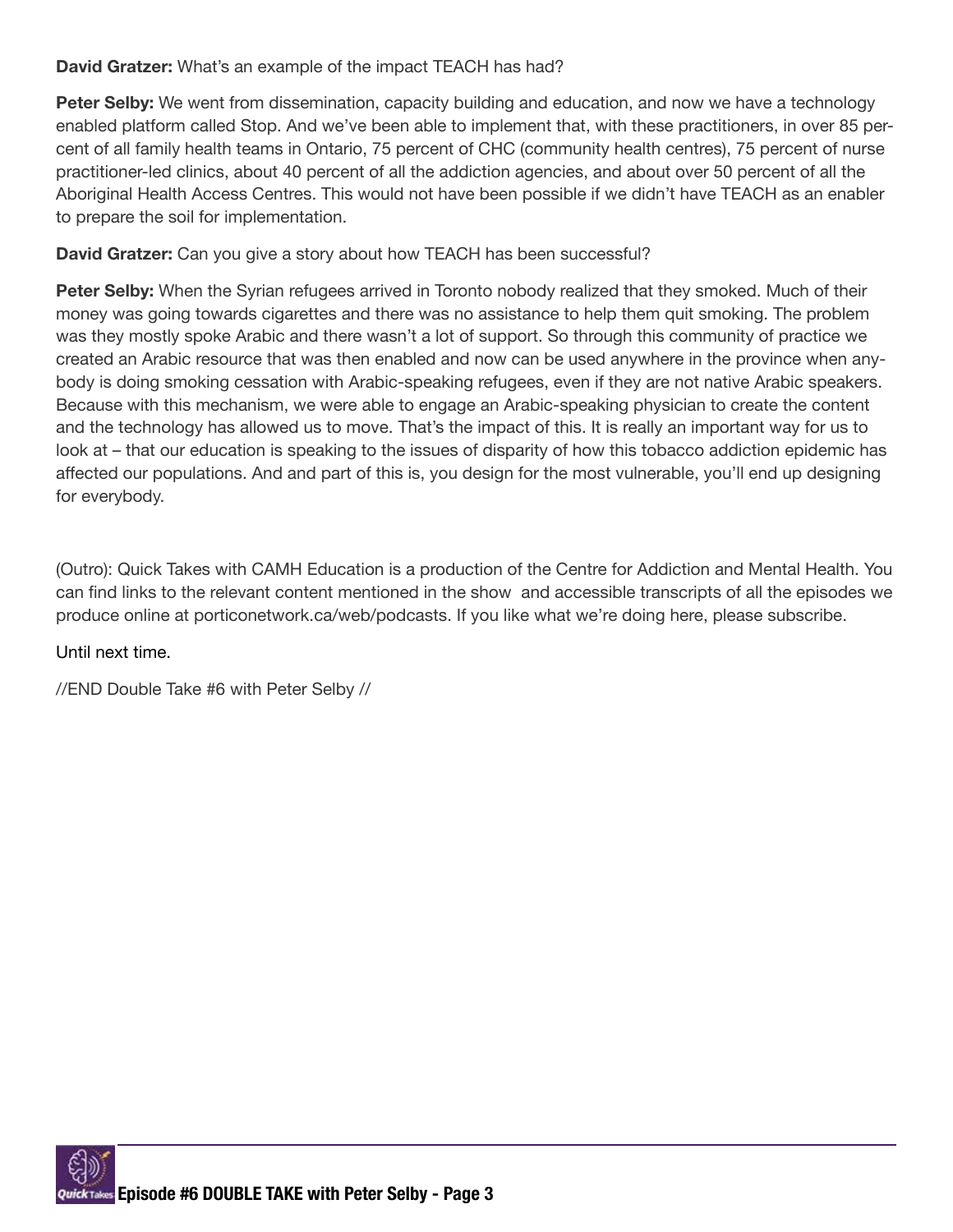**David Gratzer:** What's an example of the impact TEACH has had?

**Peter Selby:** We went from dissemination, capacity building and education, and now we have a technology enabled platform called Stop. And we've been able to implement that, with these practitioners, in over 85 percent of all family health teams in Ontario, 75 percent of CHC (community health centres), 75 percent of nurse practitioner-led clinics, about 40 percent of all the addiction agencies, and about over 50 percent of all the Aboriginal Health Access Centres. This would not have been possible if we didn't have TEACH as an enabler to prepare the soil for implementation.

**David Gratzer:** Can you give a story about how TEACH has been successful?

**Peter Selby:** When the Syrian refugees arrived in Toronto nobody realized that they smoked. Much of their money was going towards cigarettes and there was no assistance to help them quit smoking. The problem was they mostly spoke Arabic and there wasn't a lot of support. So through this community of practice we created an Arabic resource that was then enabled and now can be used anywhere in the province when anybody is doing smoking cessation with Arabic-speaking refugees, even if they are not native Arabic speakers. Because with this mechanism, we were able to engage an Arabic-speaking physician to create the content and the technology has allowed us to move. That's the impact of this. It is really an important way for us to look at – that our education is speaking to the issues of disparity of how this tobacco addiction epidemic has affected our populations. And and part of this is, you design for the most vulnerable, you'll end up designing for everybody.

(Outro): Quick Takes with CAMH Education is a production of the Centre for Addiction and Mental Health. You can find links to the relevant content mentioned in the show and accessible transcripts of all the episodes we produce online at porticonetwork.ca/web/podcasts. If you like what we're doing here, please subscribe.

Until next time.

//END Double Take #6 with Peter Selby //